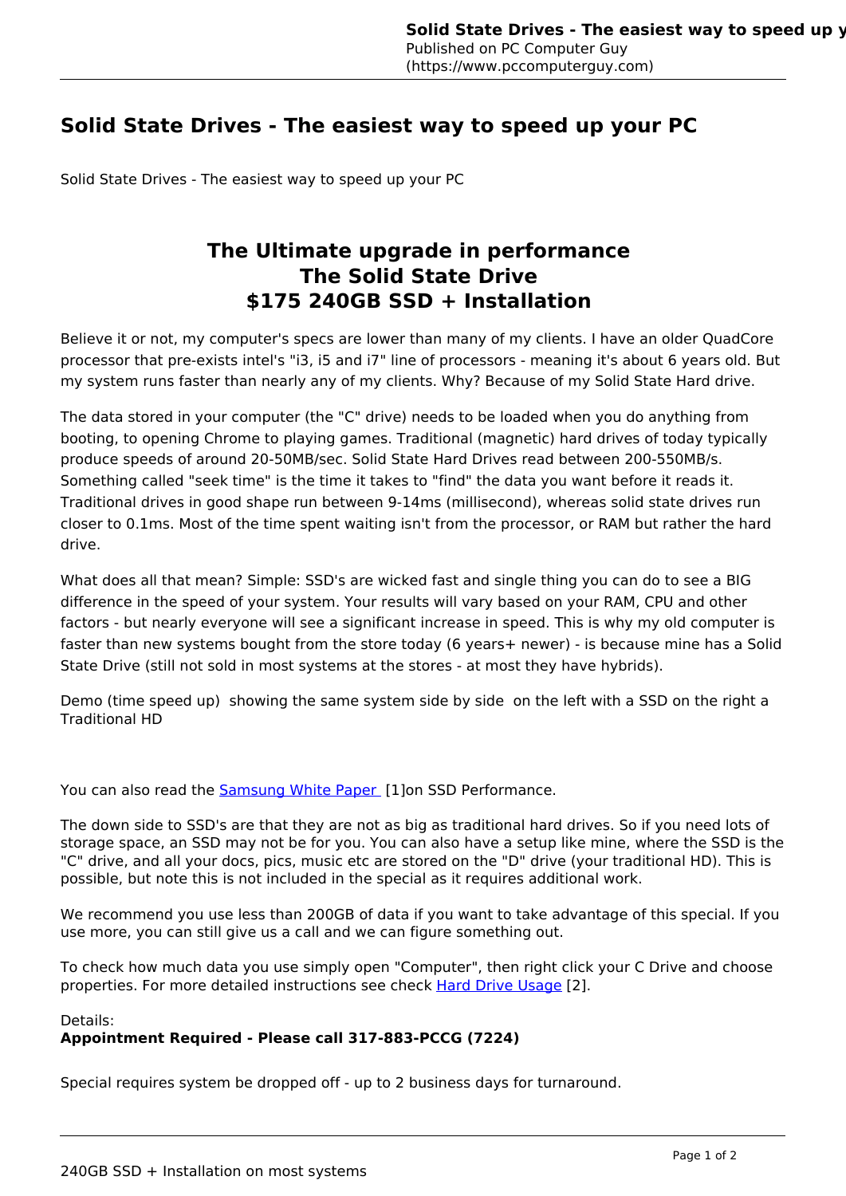# Solid State Drives - The easiest way to speed up your PC

Solid State Drives - The easiest way to speed up your PC

## The Ultimate upgrade in performance
## The Solid State Drive
## $175 240GB SSD + Installation

Believe it or not, my computer's specs are lower than many of my clients. I have an older QuadCore processor that pre-exists intel's "i3, i5 and i7" line of processors - meaning it's about 6 years old. But my system runs faster than nearly any of my clients. Why? Because of my Solid State Hard drive.

The data stored in your computer (the "C" drive) needs to be loaded when you do anything from booting, to opening Chrome to playing games. Traditional (magnetic) hard drives of today typically produce speeds of around 20-50MB/sec. Solid State Hard Drives read between 200-550MB/s. Something called "seek time" is the time it takes to "find" the data you want before it reads it. Traditional drives in good shape run between 9-14ms (millisecond), whereas solid state drives run closer to 0.1ms. Most of the time spent waiting isn't from the processor, or RAM but rather the hard drive.

What does all that mean? Simple: SSD's are wicked fast and single thing you can do to see a BIG difference in the speed of your system. Your results will vary based on your RAM, CPU and other factors - but nearly everyone will see a significant increase in speed. This is why my old computer is faster than new systems bought from the store today (6 years+ newer) - is because mine has a Solid State Drive (still not sold in most systems at the stores - at most they have hybrids).

Demo (time speed up) showing the same system side by side on the left with a SSD on the right a Traditional HD

You can also read the Samsung White Paper [1]on SSD Performance.

The down side to SSD's are that they are not as big as traditional hard drives. So if you need lots of storage space, an SSD may not be for you. You can also have a setup like mine, where the SSD is the "C" drive, and all your docs, pics, music etc are stored on the "D" drive (your traditional HD). This is possible, but note this is not included in the special as it requires additional work.

We recommend you use less than 200GB of data if you want to take advantage of this special. If you use more, you can still give us a call and we can figure something out.

To check how much data you use simply open "Computer", then right click your C Drive and choose properties. For more detailed instructions see check Hard Drive Usage [2].

Details:
**Appointment Required - Please call 317-883-PCCG (7224)**

Special requires system be dropped off - up to 2 business days for turnaround.

240GB SSD + Installation on most systems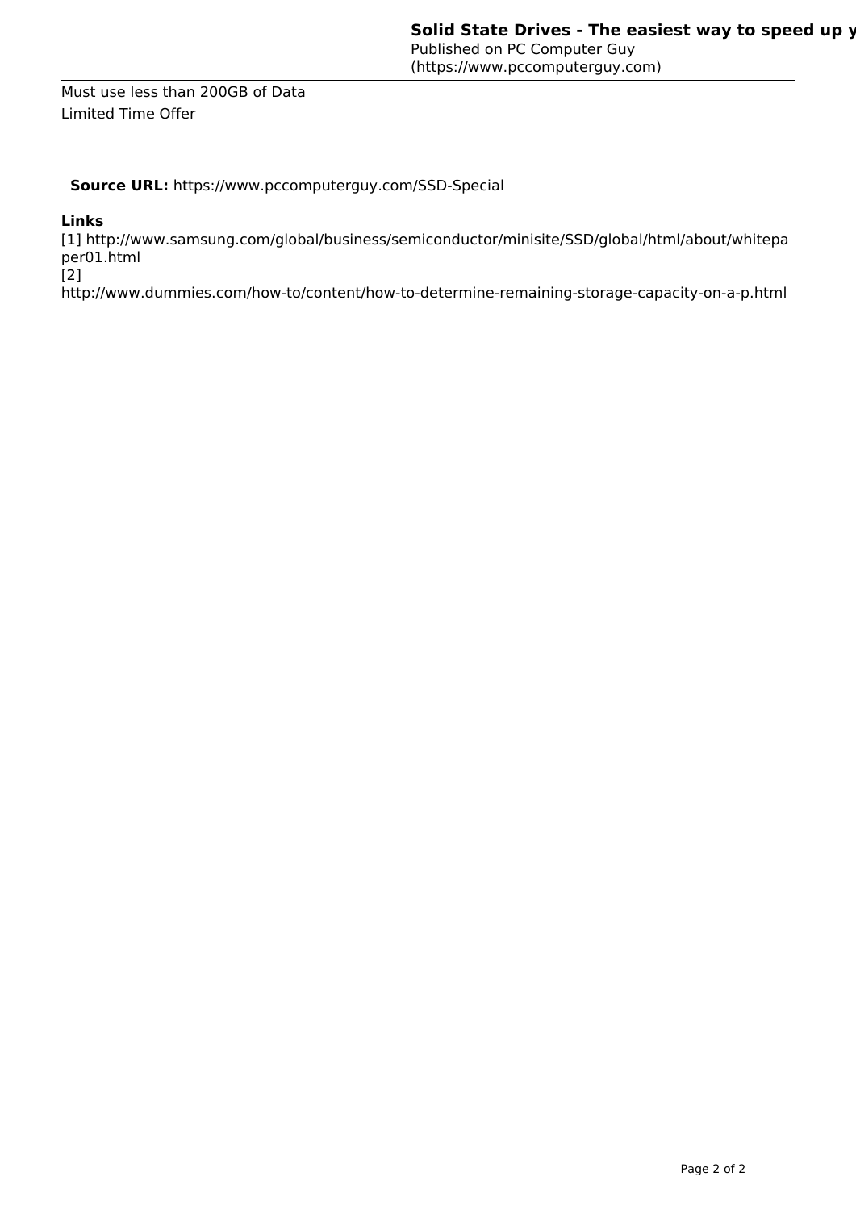Must use less than 200GB of Data
Limited Time Offer

**Source URL:** https://www.pccomputerguy.com/SSD-Special

**Links**
[1] http://www.samsung.com/global/business/semiconductor/minisite/SSD/global/html/about/whitepaper01.html
[2] http://www.dummies.com/how-to/content/how-to-determine-remaining-storage-capacity-on-a-p.html